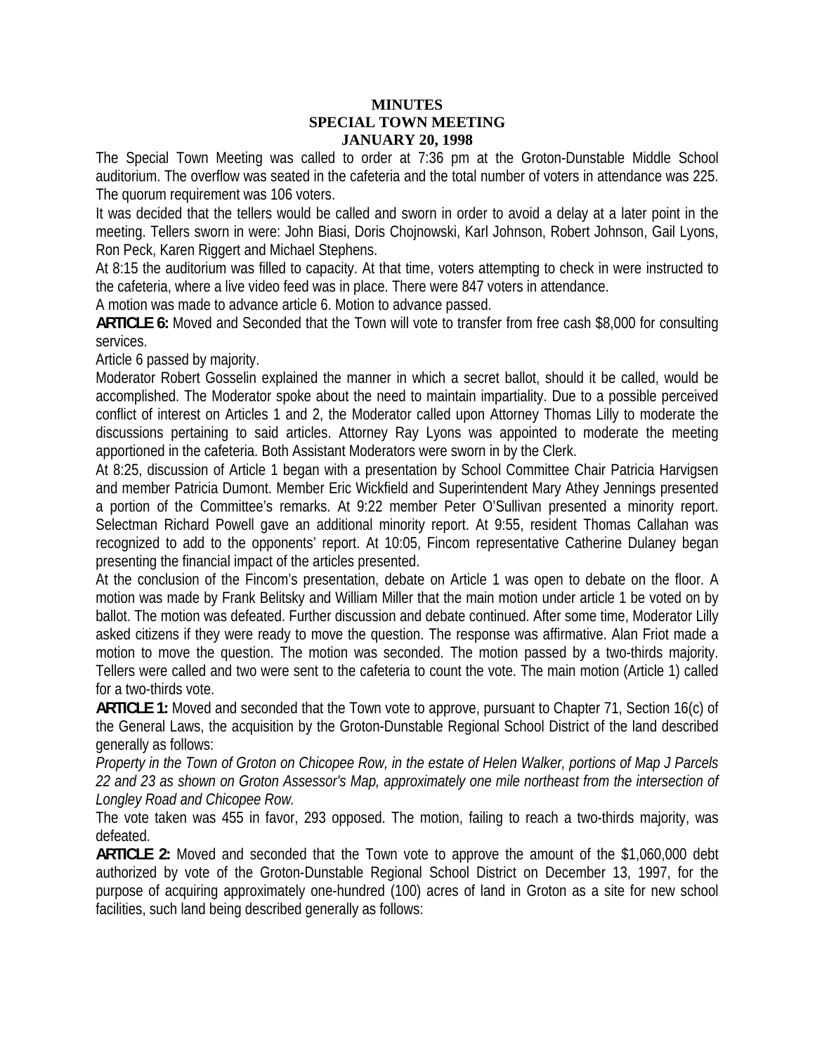# MINUTES
## SPECIAL TOWN MEETING
## JANUARY 20, 1998

The Special Town Meeting was called to order at 7:36 pm at the Groton-Dunstable Middle School auditorium. The overflow was seated in the cafeteria and the total number of voters in attendance was 225. The quorum requirement was 106 voters.

It was decided that the tellers would be called and sworn in order to avoid a delay at a later point in the meeting. Tellers sworn in were: John Biasi, Doris Chojnowski, Karl Johnson, Robert Johnson, Gail Lyons, Ron Peck, Karen Riggert and Michael Stephens.

At 8:15 the auditorium was filled to capacity. At that time, voters attempting to check in were instructed to the cafeteria, where a live video feed was in place. There were 847 voters in attendance.

A motion was made to advance article 6. Motion to advance passed.

**ARTICLE 6:** Moved and Seconded that the Town will vote to transfer from free cash $8,000 for consulting services.

Article 6 passed by majority.

Moderator Robert Gosselin explained the manner in which a secret ballot, should it be called, would be accomplished. The Moderator spoke about the need to maintain impartiality. Due to a possible perceived conflict of interest on Articles 1 and 2, the Moderator called upon Attorney Thomas Lilly to moderate the discussions pertaining to said articles. Attorney Ray Lyons was appointed to moderate the meeting apportioned in the cafeteria. Both Assistant Moderators were sworn in by the Clerk.

At 8:25, discussion of Article 1 began with a presentation by School Committee Chair Patricia Harvigsen and member Patricia Dumont. Member Eric Wickfield and Superintendent Mary Athey Jennings presented a portion of the Committee's remarks. At 9:22 member Peter O'Sullivan presented a minority report. Selectman Richard Powell gave an additional minority report. At 9:55, resident Thomas Callahan was recognized to add to the opponents' report. At 10:05, Fincom representative Catherine Dulaney began presenting the financial impact of the articles presented.

At the conclusion of the Fincom's presentation, debate on Article 1 was open to debate on the floor. A motion was made by Frank Belitsky and William Miller that the main motion under article 1 be voted on by ballot. The motion was defeated. Further discussion and debate continued. After some time, Moderator Lilly asked citizens if they were ready to move the question. The response was affirmative. Alan Friot made a motion to move the question. The motion was seconded. The motion passed by a two-thirds majority. Tellers were called and two were sent to the cafeteria to count the vote. The main motion (Article 1) called for a two-thirds vote.

**ARTICLE 1:** Moved and seconded that the Town vote to approve, pursuant to Chapter 71, Section 16(c) of the General Laws, the acquisition by the Groton-Dunstable Regional School District of the land described generally as follows:

*Property in the Town of Groton on Chicopee Row, in the estate of Helen Walker, portions of Map J Parcels 22 and 23 as shown on Groton Assessor's Map, approximately one mile northeast from the intersection of Longley Road and Chicopee Row.*

The vote taken was 455 in favor, 293 opposed. The motion, failing to reach a two-thirds majority, was defeated.

**ARTICLE 2:** Moved and seconded that the Town vote to approve the amount of the $1,060,000 debt authorized by vote of the Groton-Dunstable Regional School District on December 13, 1997, for the purpose of acquiring approximately one-hundred (100) acres of land in Groton as a site for new school facilities, such land being described generally as follows: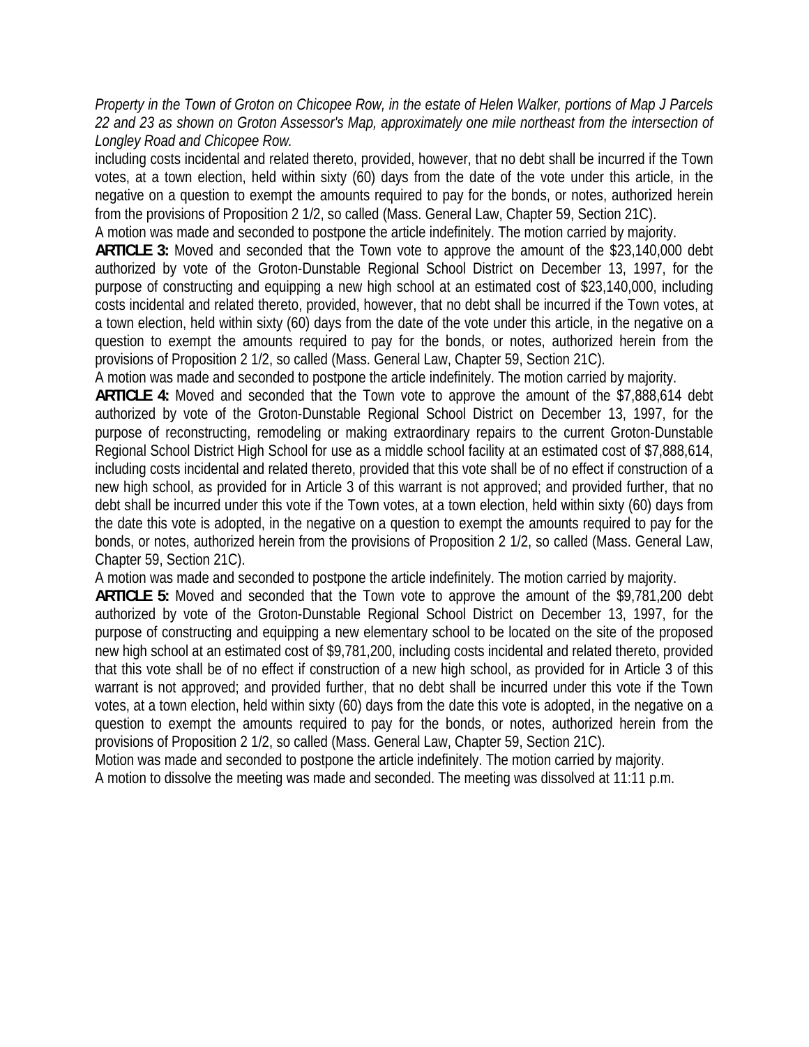*Property in the Town of Groton on Chicopee Row, in the estate of Helen Walker, portions of Map J Parcels 22 and 23 as shown on Groton Assessor's Map, approximately one mile northeast from the intersection of Longley Road and Chicopee Row.*

including costs incidental and related thereto, provided, however, that no debt shall be incurred if the Town votes, at a town election, held within sixty (60) days from the date of the vote under this article, in the negative on a question to exempt the amounts required to pay for the bonds, or notes, authorized herein from the provisions of Proposition 2 1/2, so called (Mass. General Law, Chapter 59, Section 21C).

A motion was made and seconded to postpone the article indefinitely. The motion carried by majority.

**ARTICLE 3:** Moved and seconded that the Town vote to approve the amount of the $23,140,000 debt authorized by vote of the Groton-Dunstable Regional School District on December 13, 1997, for the purpose of constructing and equipping a new high school at an estimated cost of $23,140,000, including costs incidental and related thereto, provided, however, that no debt shall be incurred if the Town votes, at a town election, held within sixty (60) days from the date of the vote under this article, in the negative on a question to exempt the amounts required to pay for the bonds, or notes, authorized herein from the provisions of Proposition 2 1/2, so called (Mass. General Law, Chapter 59, Section 21C).

A motion was made and seconded to postpone the article indefinitely. The motion carried by majority.

**ARTICLE 4:** Moved and seconded that the Town vote to approve the amount of the $7,888,614 debt authorized by vote of the Groton-Dunstable Regional School District on December 13, 1997, for the purpose of reconstructing, remodeling or making extraordinary repairs to the current Groton-Dunstable Regional School District High School for use as a middle school facility at an estimated cost of $7,888,614, including costs incidental and related thereto, provided that this vote shall be of no effect if construction of a new high school, as provided for in Article 3 of this warrant is not approved; and provided further, that no debt shall be incurred under this vote if the Town votes, at a town election, held within sixty (60) days from the date this vote is adopted, in the negative on a question to exempt the amounts required to pay for the bonds, or notes, authorized herein from the provisions of Proposition 2 1/2, so called (Mass. General Law, Chapter 59, Section 21C).

A motion was made and seconded to postpone the article indefinitely. The motion carried by majority.

**ARTICLE 5:** Moved and seconded that the Town vote to approve the amount of the $9,781,200 debt authorized by vote of the Groton-Dunstable Regional School District on December 13, 1997, for the purpose of constructing and equipping a new elementary school to be located on the site of the proposed new high school at an estimated cost of $9,781,200, including costs incidental and related thereto, provided that this vote shall be of no effect if construction of a new high school, as provided for in Article 3 of this warrant is not approved; and provided further, that no debt shall be incurred under this vote if the Town votes, at a town election, held within sixty (60) days from the date this vote is adopted, in the negative on a question to exempt the amounts required to pay for the bonds, or notes, authorized herein from the provisions of Proposition 2 1/2, so called (Mass. General Law, Chapter 59, Section 21C).

Motion was made and seconded to postpone the article indefinitely. The motion carried by majority.

A motion to dissolve the meeting was made and seconded. The meeting was dissolved at 11:11 p.m.